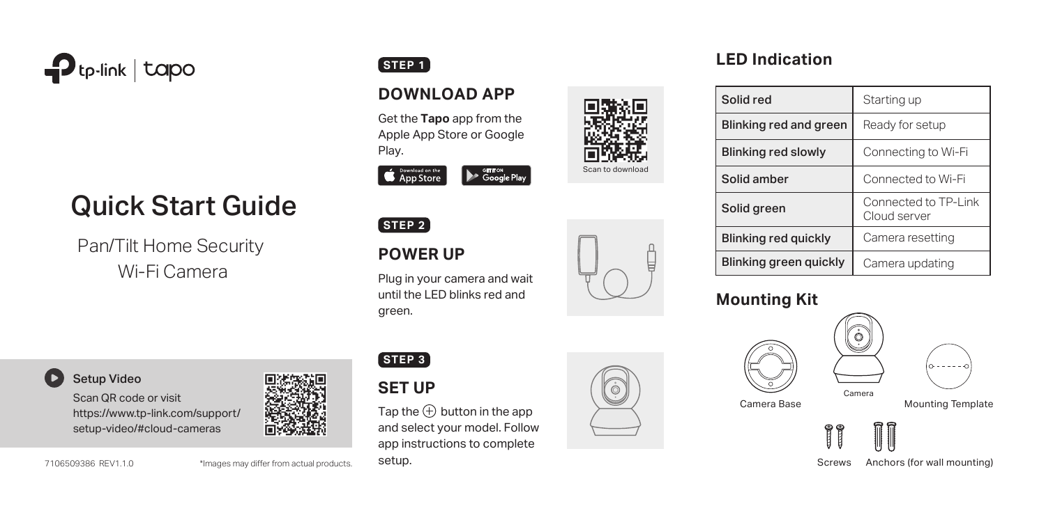tp-link | tapo

# Quick Start Guide

Pan/Tilt Home Security
Wi-Fi Camera

**Setup Video**

Scan QR code or visit https://www.tp-link.com/support/setup-video/#cloud-cameras

7106509386 REV1.1.0

*Images may differ from actual products.

**STEP 1**

## DOWNLOAD APP

Get the **Tapo** app from the Apple App Store or Google Play.

Download on the App Store

GET IT ON Google Play

Scan to download

**STEP 2**

## POWER UP

Plug in your camera and wait until the LED blinks red and green.

**STEP 3**

## SET UP

Tap the ⊕ button in the app and select your model. Follow app instructions to complete setup.

## LED Indication

| Solid red | Starting up |
|---|---|
| Blinking red and green | Ready for setup |
| Blinking red slowly | Connecting to Wi-Fi |
| Solid amber | Connected to Wi-Fi |
| Solid green | Connected to TP-Link Cloud server |
| Blinking red quickly | Camera resetting |
| Blinking green quickly | Camera updating |

## Mounting Kit

Camera Base

Camera

Mounting Template

Screws

Anchors (for wall mounting)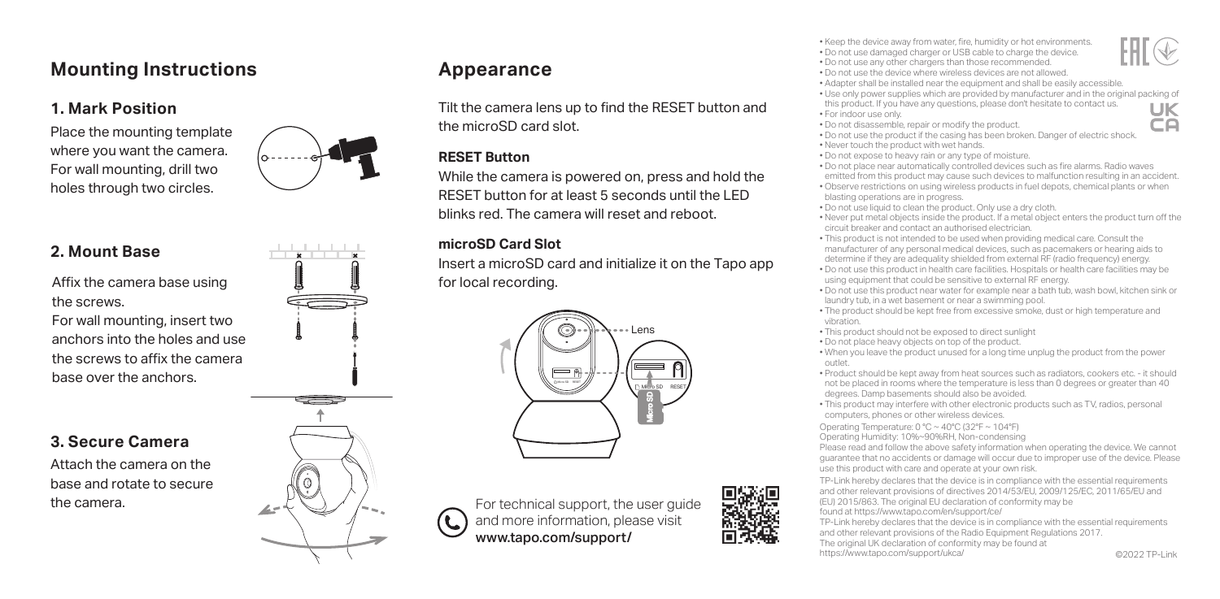## Mounting Instructions

### 1. Mark Position

Place the mounting template where you want the camera. For wall mounting, drill two holes through two circles.

### 2. Mount Base

Affix the camera base using the screws.
For wall mounting, insert two anchors into the holes and use the screws to affix the camera base over the anchors.

### 3. Secure Camera

Attach the camera on the base and rotate to secure the camera.

## Appearance

Tilt the camera lens up to find the RESET button and the microSD card slot.

### RESET Button

While the camera is powered on, press and hold the RESET button for at least 5 seconds until the LED blinks red. The camera will reset and reboot.

### microSD Card Slot

Insert a microSD card and initialize it on the Tapo app for local recording.

Lens
Micro SD
RESET

For technical support, the user guide and more information, please visit **www.tapo.com/support/**

- Keep the device away from water, fire, humidity or hot environments.
- Do not use damaged charger or USB cable to charge the device.
- Do not use any other chargers than those recommended.
- Do not use the device where wireless devices are not allowed.
- Adapter shall be installed near the equipment and shall be easily accessible.
- Use only power supplies which are provided by manufacturer and in the original packing of this product. If you have any questions, please don't hesitate to contact us.
- For indoor use only.
- Do not disassemble, repair or modify the product.
- Do not use the product if the casing has been broken. Danger of electric shock.
- Never touch the product with wet hands.
- Do not expose to heavy rain or any type of moisture.
- Do not place near automatically controlled devices such as fire alarms. Radio waves emitted from this product may cause such devices to malfunction resulting in an accident.
- Observe restrictions on using wireless products in fuel depots, chemical plants or when blasting operations are in progress.
- Do not use liquid to clean the product. Only use a dry cloth.
- Never put metal objects inside the product. If a metal object enters the product turn off the circuit breaker and contact an authorised electrician.
- This product is not intended to be used when providing medical care. Consult the manufacturer of any personal medical devices, such as pacemakers or hearing aids to determine if they are adequality shielded from external RF (radio frequency) energy.
- Do not use this product in health care facilities. Hospitals or health care facilities may be using equipment that could be sensitive to external RF energy.
- Do not use this product near water for example near a bath tub, wash bowl, kitchen sink or laundry tub, in a wet basement or near a swimming pool.
- The product should be kept free from excessive smoke, dust or high temperature and vibration.
- This product should not be exposed to direct sunlight
- Do not place heavy objects on top of the product.
- When you leave the product unused for a long time unplug the product from the power outlet.
- Product should be kept away from heat sources such as radiators, cookers etc. - it should not be placed in rooms where the temperature is less than 0 degrees or greater than 40 degrees. Damp basements should also be avoided.
- This product may interfere with other electronic products such as TV, radios, personal computers, phones or other wireless devices.

Operating Temperature: 0 °C ~ 40°C (32°F ~ 104°F)
Operating Humidity: 10%~90%RH, Non-condensing

Please read and follow the above safety information when operating the device. We cannot guarantee that no accidents or damage will occur due to improper use of the device. Please use this product with care and operate at your own risk.

TP-Link hereby declares that the device is in compliance with the essential requirements and other relevant provisions of directives 2014/53/EU, 2009/125/EC, 2011/65/EU and (EU) 2015/863. The original EU declaration of conformity may be found at https://www.tapo.com/en/support/ce/

TP-Link hereby declares that the device is in compliance with the essential requirements and other relevant provisions of the Radio Equipment Regulations 2017. The original UK declaration of conformity may be found at https://www.tapo.com/support/ukca/

©2022 TP-Link